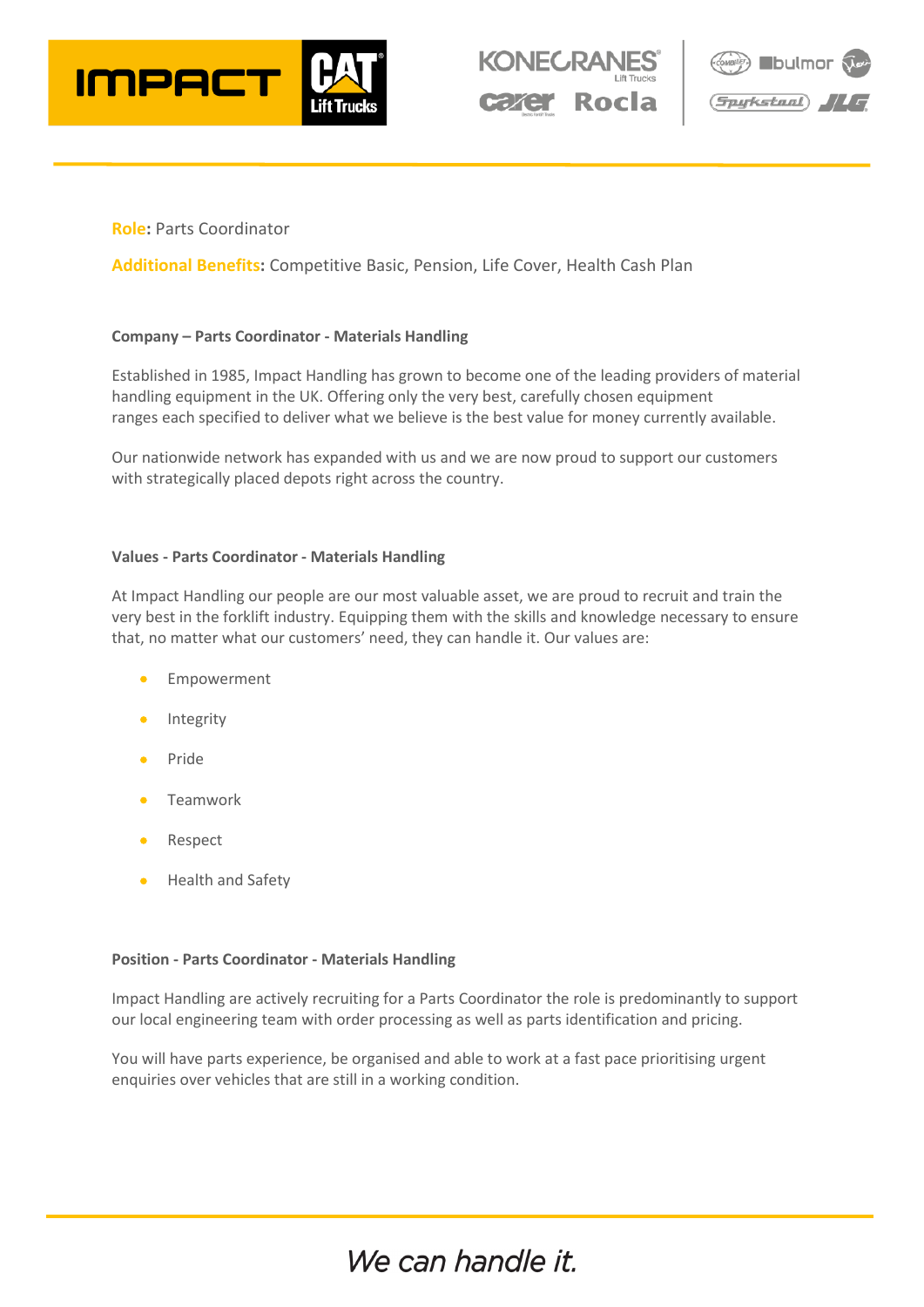**Role**: Parts Coordinator

**Additional Benefits**: Competitive Basic, Pension, Life Cover, Health Cash Plan

**Company – Parts Coordinator - Materials Handling**

Established in 1985, Impact Handling has grown to become one of the leading providers of material handling equipment in the UK. Offering only the very best, carefully chosen equipment ranges each specified to deliver what we believe is the best value for money currently available.

Our nationwide network has expanded with us and we are now proud to support our customers with strategically placed depots right across the country.

**Values - Parts Coordinator - Materials Handling**

At Impact Handling our people are our most valuable asset, we are proud to recruit and train the very best in the forklift industry. Equipping them with the skills and knowledge necessary to ensure that, no matter what our customers' need, they can handle it. Our values are:

- Empowerment
- Integrity
- Pride
- Teamwork
- Respect
- Health and Safety

**Position - Parts Coordinator - Materials Handling**

Impact Handling are actively recruiting for a Parts Coordinator the role is predominantly to support our local engineering team with order processing as well as parts identification and pricing.

You will have parts experience, be organised and able to work at a fast pace prioritising urgent enquiries over vehicles that are still in a working condition.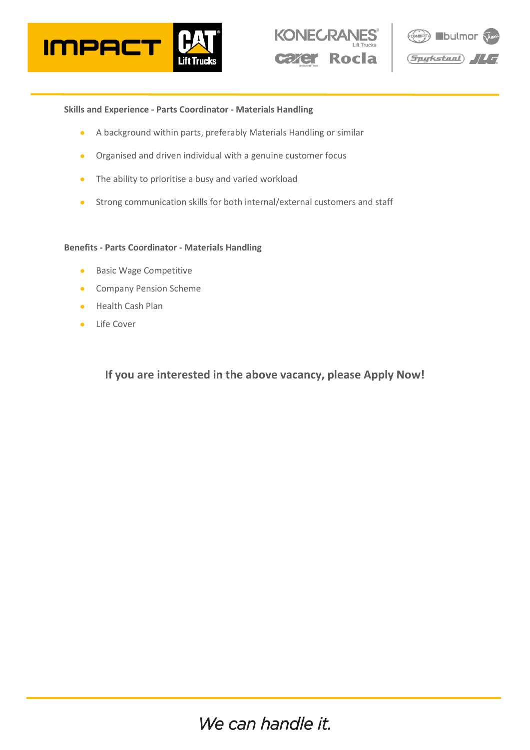**Skills and Experience - Parts Coordinator - Materials Handling**

- A background within parts, preferably Materials Handling or similar
- Organised and driven individual with a genuine customer focus
- The ability to prioritise a busy and varied workload
- Strong communication skills for both internal/external customers and staff

**Benefits - Parts Coordinator - Materials Handling**

- Basic Wage Competitive
- Company Pension Scheme
- Health Cash Plan
- Life Cover

**If you are interested in the above vacancy, please Apply Now!**

*We can handle it.*